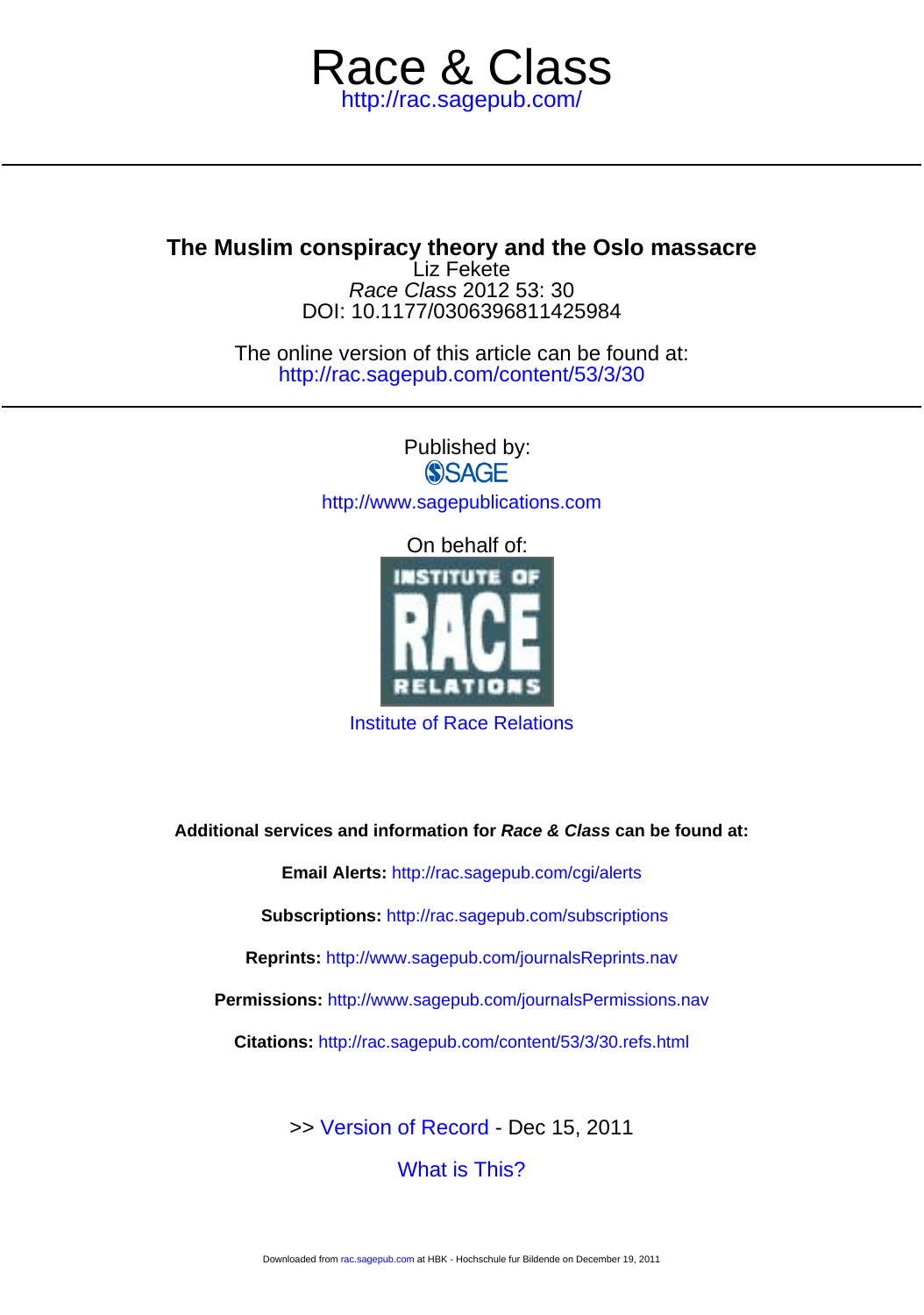# Race & Class

http://rac.sagepub.com/

## The Muslim conspiracy theory and the Oslo massacre

Liz Fekete
*Race Class* 2012 53: 30
DOI: 10.1177/0306396811425984

The online version of this article can be found at:
http://rac.sagepub.com/content/53/3/30

Published by:
SAGE
http://www.sagepublications.com

On behalf of:
INSTITUTE OF RACE RELATIONS

Institute of Race Relations

**Additional services and information for *Race & Class* can be found at:**

**Email Alerts:** http://rac.sagepub.com/cgi/alerts

**Subscriptions:** http://rac.sagepub.com/subscriptions

**Reprints:** http://www.sagepub.com/journalsReprints.nav

**Permissions:** http://www.sagepub.com/journalsPermissions.nav

**Citations:** http://rac.sagepub.com/content/53/3/30.refs.html

>> Version of Record - Dec 15, 2011

What is This?

Downloaded from rac.sagepub.com at HBK - Hochschule fur Bildende on December 19, 2011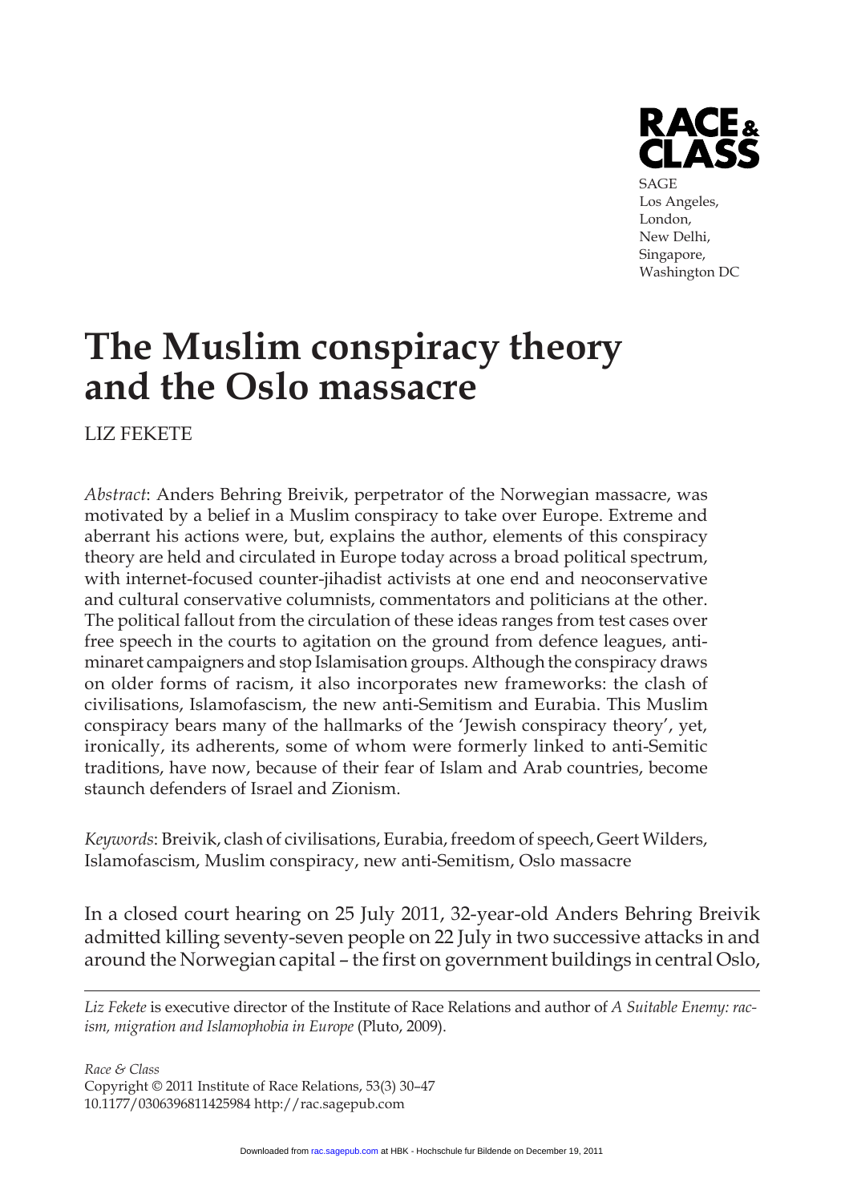# The Muslim conspiracy theory and the Oslo massacre

LIZ FEKETE

*Abstract*: Anders Behring Breivik, perpetrator of the Norwegian massacre, was motivated by a belief in a Muslim conspiracy to take over Europe. Extreme and aberrant his actions were, but, explains the author, elements of this conspiracy theory are held and circulated in Europe today across a broad political spectrum, with internet-focused counter-jihadist activists at one end and neoconservative and cultural conservative columnists, commentators and politicians at the other. The political fallout from the circulation of these ideas ranges from test cases over free speech in the courts to agitation on the ground from defence leagues, anti-minaret campaigners and stop Islamisation groups. Although the conspiracy draws on older forms of racism, it also incorporates new frameworks: the clash of civilisations, Islamofascism, the new anti-Semitism and Eurabia. This Muslim conspiracy bears many of the hallmarks of the 'Jewish conspiracy theory', yet, ironically, its adherents, some of whom were formerly linked to anti-Semitic traditions, have now, because of their fear of Islam and Arab countries, become staunch defenders of Israel and Zionism.

*Keywords*: Breivik, clash of civilisations, Eurabia, freedom of speech, Geert Wilders, Islamofascism, Muslim conspiracy, new anti-Semitism, Oslo massacre

In a closed court hearing on 25 July 2011, 32-year-old Anders Behring Breivik admitted killing seventy-seven people on 22 July in two successive attacks in and around the Norwegian capital – the first on government buildings in central Oslo,

---

*Liz Fekete* is executive director of the Institute of Race Relations and author of *A Suitable Enemy: racism, migration and Islamophobia in Europe* (Pluto, 2009).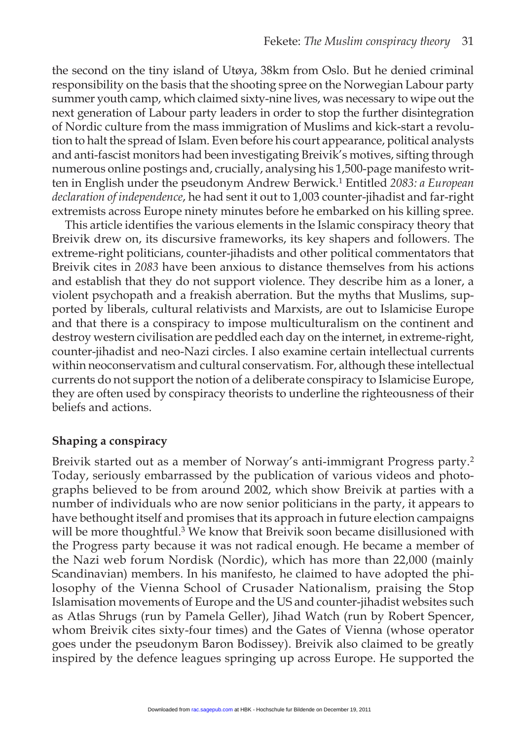the second on the tiny island of Utøya, 38km from Oslo. But he denied criminal responsibility on the basis that the shooting spree on the Norwegian Labour party summer youth camp, which claimed sixty-nine lives, was necessary to wipe out the next generation of Labour party leaders in order to stop the further disintegration of Nordic culture from the mass immigration of Muslims and kick-start a revolution to halt the spread of Islam. Even before his court appearance, political analysts and anti-fascist monitors had been investigating Breivik's motives, sifting through numerous online postings and, crucially, analysing his 1,500-page manifesto written in English under the pseudonym Andrew Berwick.[1] Entitled *2083: a European declaration of independence*, he had sent it out to 1,003 counter-jihadist and far-right extremists across Europe ninety minutes before he embarked on his killing spree.

This article identifies the various elements in the Islamic conspiracy theory that Breivik drew on, its discursive frameworks, its key shapers and followers. The extreme-right politicians, counter-jihadists and other political commentators that Breivik cites in *2083* have been anxious to distance themselves from his actions and establish that they do not support violence. They describe him as a loner, a violent psychopath and a freakish aberration. But the myths that Muslims, supported by liberals, cultural relativists and Marxists, are out to Islamicise Europe and that there is a conspiracy to impose multiculturalism on the continent and destroy western civilisation are peddled each day on the internet, in extreme-right, counter-jihadist and neo-Nazi circles. I also examine certain intellectual currents within neoconservatism and cultural conservatism. For, although these intellectual currents do not support the notion of a deliberate conspiracy to Islamicise Europe, they are often used by conspiracy theorists to underline the righteousness of their beliefs and actions.

## Shaping a conspiracy

Breivik started out as a member of Norway's anti-immigrant Progress party.[2] Today, seriously embarrassed by the publication of various videos and photographs believed to be from around 2002, which show Breivik at parties with a number of individuals who are now senior politicians in the party, it appears to have bethought itself and promises that its approach in future election campaigns will be more thoughtful.[3] We know that Breivik soon became disillusioned with the Progress party because it was not radical enough. He became a member of the Nazi web forum Nordisk (Nordic), which has more than 22,000 (mainly Scandinavian) members. In his manifesto, he claimed to have adopted the philosophy of the Vienna School of Crusader Nationalism, praising the Stop Islamisation movements of Europe and the US and counter-jihadist websites such as Atlas Shrugs (run by Pamela Geller), Jihad Watch (run by Robert Spencer, whom Breivik cites sixty-four times) and the Gates of Vienna (whose operator goes under the pseudonym Baron Bodissey). Breivik also claimed to be greatly inspired by the defence leagues springing up across Europe. He supported the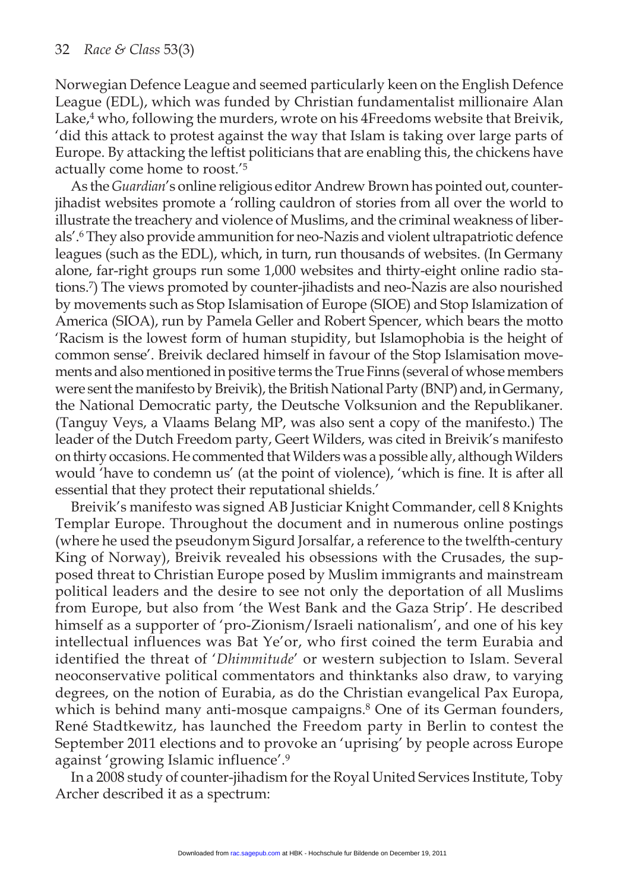Norwegian Defence League and seemed particularly keen on the English Defence League (EDL), which was funded by Christian fundamentalist millionaire Alan Lake,[4] who, following the murders, wrote on his 4Freedoms website that Breivik, 'did this attack to protest against the way that Islam is taking over large parts of Europe. By attacking the leftist politicians that are enabling this, the chickens have actually come home to roost.'[5]

As the *Guardian*'s online religious editor Andrew Brown has pointed out, counter-jihadist websites promote a 'rolling cauldron of stories from all over the world to illustrate the treachery and violence of Muslims, and the criminal weakness of liberals'.[6] They also provide ammunition for neo-Nazis and violent ultrapatriotic defence leagues (such as the EDL), which, in turn, run thousands of websites. (In Germany alone, far-right groups run some 1,000 websites and thirty-eight online radio stations.[7]) The views promoted by counter-jihadists and neo-Nazis are also nourished by movements such as Stop Islamisation of Europe (SIOE) and Stop Islamization of America (SIOA), run by Pamela Geller and Robert Spencer, which bears the motto 'Racism is the lowest form of human stupidity, but Islamophobia is the height of common sense'. Breivik declared himself in favour of the Stop Islamisation movements and also mentioned in positive terms the True Finns (several of whose members were sent the manifesto by Breivik), the British National Party (BNP) and, in Germany, the National Democratic party, the Deutsche Volksunion and the Republikaner. (Tanguy Veys, a Vlaams Belang MP, was also sent a copy of the manifesto.) The leader of the Dutch Freedom party, Geert Wilders, was cited in Breivik's manifesto on thirty occasions. He commented that Wilders was a possible ally, although Wilders would 'have to condemn us' (at the point of violence), 'which is fine. It is after all essential that they protect their reputational shields.'

Breivik's manifesto was signed AB Justiciar Knight Commander, cell 8 Knights Templar Europe. Throughout the document and in numerous online postings (where he used the pseudonym Sigurd Jorsalfar, a reference to the twelfth-century King of Norway), Breivik revealed his obsessions with the Crusades, the supposed threat to Christian Europe posed by Muslim immigrants and mainstream political leaders and the desire to see not only the deportation of all Muslims from Europe, but also from 'the West Bank and the Gaza Strip'. He described himself as a supporter of 'pro-Zionism/Israeli nationalism', and one of his key intellectual influences was Bat Ye'or, who first coined the term Eurabia and identified the threat of '*Dhimmitude*' or western subjection to Islam. Several neoconservative political commentators and thinktanks also draw, to varying degrees, on the notion of Eurabia, as do the Christian evangelical Pax Europa, which is behind many anti-mosque campaigns.[8] One of its German founders, René Stadtkewitz, has launched the Freedom party in Berlin to contest the September 2011 elections and to provoke an 'uprising' by people across Europe against 'growing Islamic influence'.[9]

In a 2008 study of counter-jihadism for the Royal United Services Institute, Toby Archer described it as a spectrum: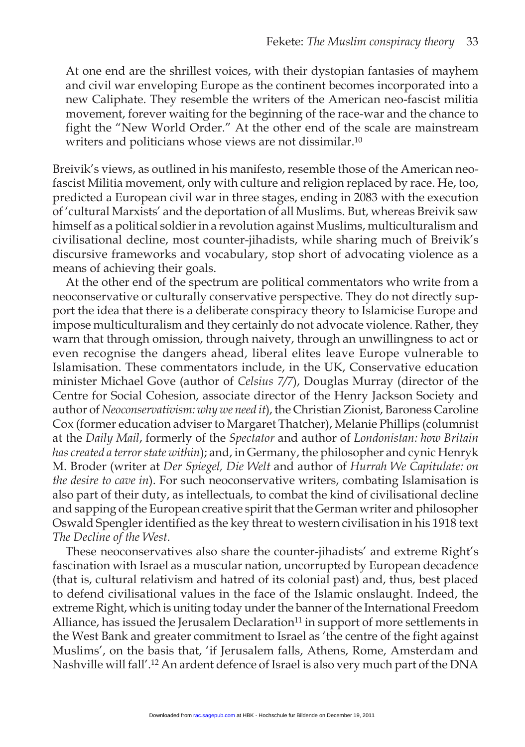At one end are the shrillest voices, with their dystopian fantasies of mayhem and civil war enveloping Europe as the continent becomes incorporated into a new Caliphate. They resemble the writers of the American neo-fascist militia movement, forever waiting for the beginning of the race-war and the chance to fight the "New World Order." At the other end of the scale are mainstream writers and politicians whose views are not dissimilar.[10]

Breivik's views, as outlined in his manifesto, resemble those of the American neo-fascist Militia movement, only with culture and religion replaced by race. He, too, predicted a European civil war in three stages, ending in 2083 with the execution of 'cultural Marxists' and the deportation of all Muslims. But, whereas Breivik saw himself as a political soldier in a revolution against Muslims, multiculturalism and civilisational decline, most counter-jihadists, while sharing much of Breivik's discursive frameworks and vocabulary, stop short of advocating violence as a means of achieving their goals.

At the other end of the spectrum are political commentators who write from a neoconservative or culturally conservative perspective. They do not directly support the idea that there is a deliberate conspiracy theory to Islamicise Europe and impose multiculturalism and they certainly do not advocate violence. Rather, they warn that through omission, through naivety, through an unwillingness to act or even recognise the dangers ahead, liberal elites leave Europe vulnerable to Islamisation. These commentators include, in the UK, Conservative education minister Michael Gove (author of *Celsius 7/7*), Douglas Murray (director of the Centre for Social Cohesion, associate director of the Henry Jackson Society and author of *Neoconservativism: why we need it*), the Christian Zionist, Baroness Caroline Cox (former education adviser to Margaret Thatcher), Melanie Phillips (columnist at the *Daily Mail*, formerly of the *Spectator* and author of *Londonistan: how Britain has created a terror state within*); and, in Germany, the philosopher and cynic Henryk M. Broder (writer at *Der Spiegel, Die Welt* and author of *Hurrah We Capitulate: on the desire to cave in*). For such neoconservative writers, combating Islamisation is also part of their duty, as intellectuals, to combat the kind of civilisational decline and sapping of the European creative spirit that the German writer and philosopher Oswald Spengler identified as the key threat to western civilisation in his 1918 text *The Decline of the West*.

These neoconservatives also share the counter-jihadists' and extreme Right's fascination with Israel as a muscular nation, uncorrupted by European decadence (that is, cultural relativism and hatred of its colonial past) and, thus, best placed to defend civilisational values in the face of the Islamic onslaught. Indeed, the extreme Right, which is uniting today under the banner of the International Freedom Alliance, has issued the Jerusalem Declaration[11] in support of more settlements in the West Bank and greater commitment to Israel as 'the centre of the fight against Muslims', on the basis that, 'if Jerusalem falls, Athens, Rome, Amsterdam and Nashville will fall'.[12] An ardent defence of Israel is also very much part of the DNA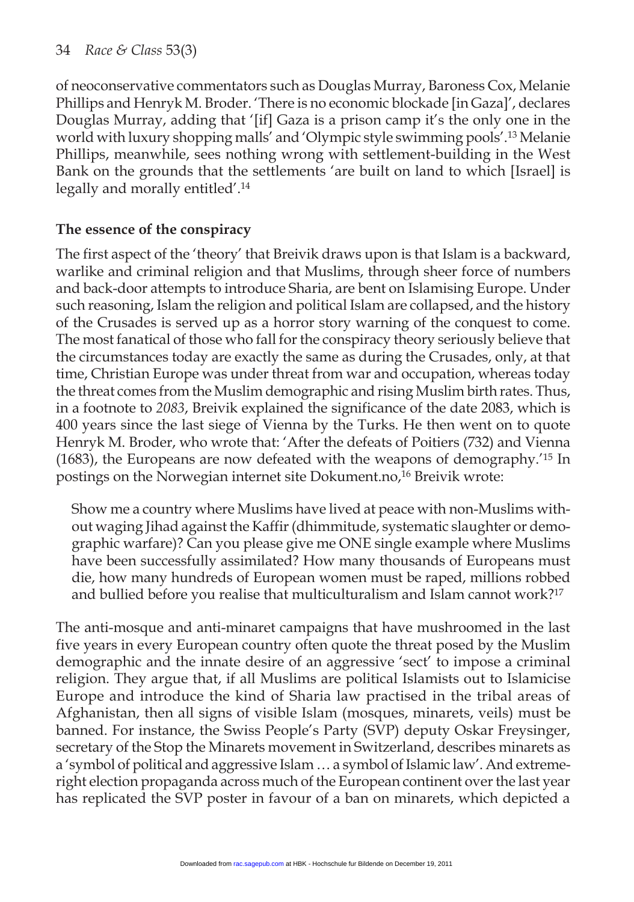of neoconservative commentators such as Douglas Murray, Baroness Cox, Melanie Phillips and Henryk M. Broder. 'There is no economic blockade [in Gaza]', declares Douglas Murray, adding that '[if] Gaza is a prison camp it's the only one in the world with luxury shopping malls' and 'Olympic style swimming pools'.[13] Melanie Phillips, meanwhile, sees nothing wrong with settlement-building in the West Bank on the grounds that the settlements 'are built on land to which [Israel] is legally and morally entitled'.[14]

**The essence of the conspiracy**

The first aspect of the 'theory' that Breivik draws upon is that Islam is a backward, warlike and criminal religion and that Muslims, through sheer force of numbers and back-door attempts to introduce Sharia, are bent on Islamising Europe. Under such reasoning, Islam the religion and political Islam are collapsed, and the history of the Crusades is served up as a horror story warning of the conquest to come. The most fanatical of those who fall for the conspiracy theory seriously believe that the circumstances today are exactly the same as during the Crusades, only, at that time, Christian Europe was under threat from war and occupation, whereas today the threat comes from the Muslim demographic and rising Muslim birth rates. Thus, in a footnote to *2083*, Breivik explained the significance of the date 2083, which is 400 years since the last siege of Vienna by the Turks. He then went on to quote Henryk M. Broder, who wrote that: 'After the defeats of Poitiers (732) and Vienna (1683), the Europeans are now defeated with the weapons of demography.'[15] In postings on the Norwegian internet site Dokument.no,[16] Breivik wrote:

> Show me a country where Muslims have lived at peace with non-Muslims without waging Jihad against the Kaffir (dhimmitude, systematic slaughter or demographic warfare)? Can you please give me ONE single example where Muslims have been successfully assimilated? How many thousands of Europeans must die, how many hundreds of European women must be raped, millions robbed and bullied before you realise that multiculturalism and Islam cannot work?[17]

The anti-mosque and anti-minaret campaigns that have mushroomed in the last five years in every European country often quote the threat posed by the Muslim demographic and the innate desire of an aggressive 'sect' to impose a criminal religion. They argue that, if all Muslims are political Islamists out to Islamicise Europe and introduce the kind of Sharia law practised in the tribal areas of Afghanistan, then all signs of visible Islam (mosques, minarets, veils) must be banned. For instance, the Swiss People's Party (SVP) deputy Oskar Freysinger, secretary of the Stop the Minarets movement in Switzerland, describes minarets as a 'symbol of political and aggressive Islam … a symbol of Islamic law'. And extreme-right election propaganda across much of the European continent over the last year has replicated the SVP poster in favour of a ban on minarets, which depicted a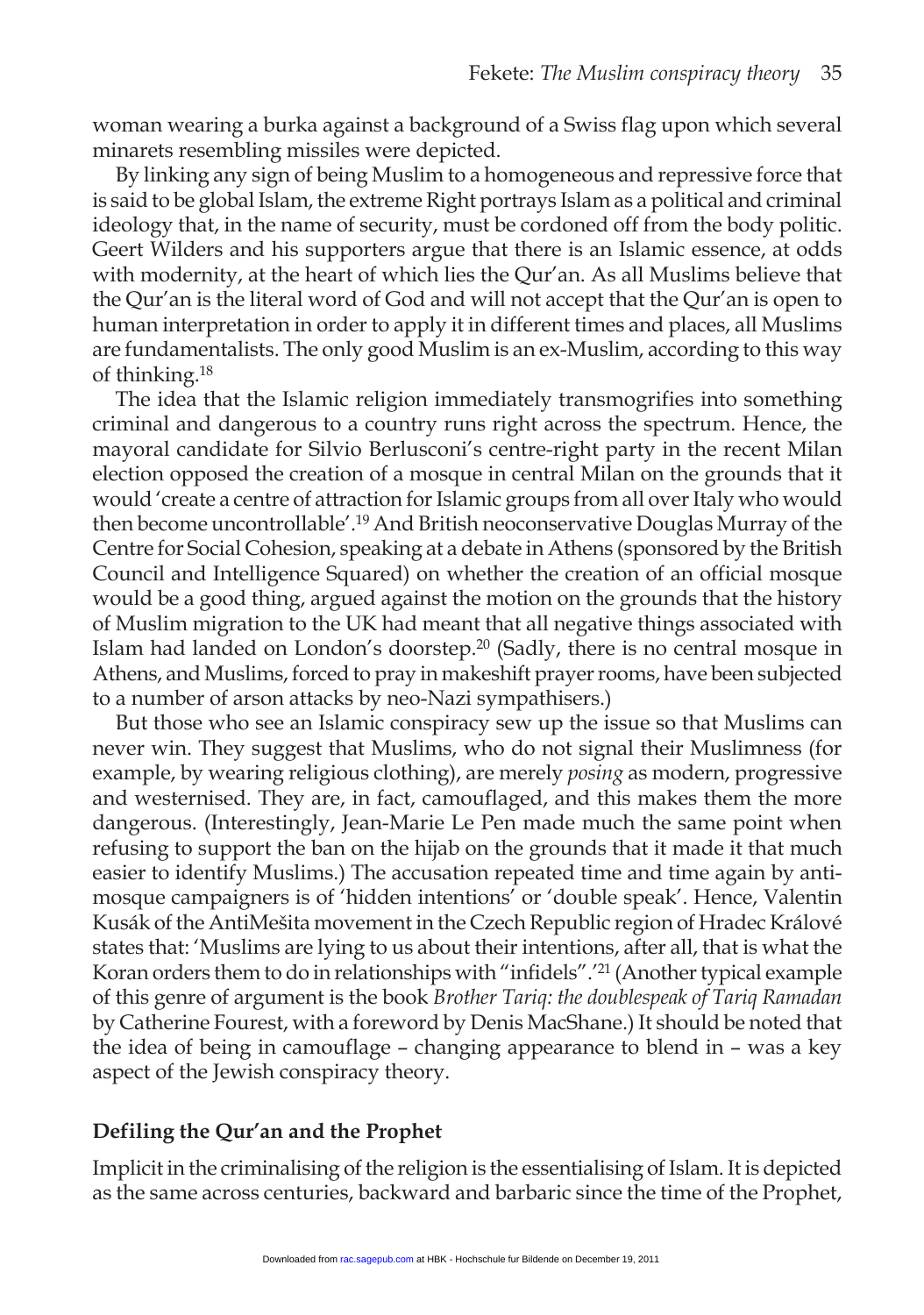woman wearing a burka against a background of a Swiss flag upon which several minarets resembling missiles were depicted.

By linking any sign of being Muslim to a homogeneous and repressive force that is said to be global Islam, the extreme Right portrays Islam as a political and criminal ideology that, in the name of security, must be cordoned off from the body politic. Geert Wilders and his supporters argue that there is an Islamic essence, at odds with modernity, at the heart of which lies the Qur'an. As all Muslims believe that the Qur'an is the literal word of God and will not accept that the Qur'an is open to human interpretation in order to apply it in different times and places, all Muslims are fundamentalists. The only good Muslim is an ex-Muslim, according to this way of thinking.[18]

The idea that the Islamic religion immediately transmogrifies into something criminal and dangerous to a country runs right across the spectrum. Hence, the mayoral candidate for Silvio Berlusconi's centre-right party in the recent Milan election opposed the creation of a mosque in central Milan on the grounds that it would 'create a centre of attraction for Islamic groups from all over Italy who would then become uncontrollable'.[19] And British neoconservative Douglas Murray of the Centre for Social Cohesion, speaking at a debate in Athens (sponsored by the British Council and Intelligence Squared) on whether the creation of an official mosque would be a good thing, argued against the motion on the grounds that the history of Muslim migration to the UK had meant that all negative things associated with Islam had landed on London's doorstep.[20] (Sadly, there is no central mosque in Athens, and Muslims, forced to pray in makeshift prayer rooms, have been subjected to a number of arson attacks by neo-Nazi sympathisers.)

But those who see an Islamic conspiracy sew up the issue so that Muslims can never win. They suggest that Muslims, who do not signal their Muslimness (for example, by wearing religious clothing), are merely *posing* as modern, progressive and westernised. They are, in fact, camouflaged, and this makes them the more dangerous. (Interestingly, Jean-Marie Le Pen made much the same point when refusing to support the ban on the hijab on the grounds that it made it that much easier to identify Muslims.) The accusation repeated time and time again by anti-mosque campaigners is of 'hidden intentions' or 'double speak'. Hence, Valentin Kusák of the AntiMešita movement in the Czech Republic region of Hradec Královė states that: 'Muslims are lying to us about their intentions, after all, that is what the Koran orders them to do in relationships with "infidels".'[21] (Another typical example of this genre of argument is the book *Brother Tariq: the doublespeak of Tariq Ramadan* by Catherine Fourest, with a foreword by Denis MacShane.) It should be noted that the idea of being in camouflage – changing appearance to blend in – was a key aspect of the Jewish conspiracy theory.

### Defiling the Qur'an and the Prophet

Implicit in the criminalising of the religion is the essentialising of Islam. It is depicted as the same across centuries, backward and barbaric since the time of the Prophet,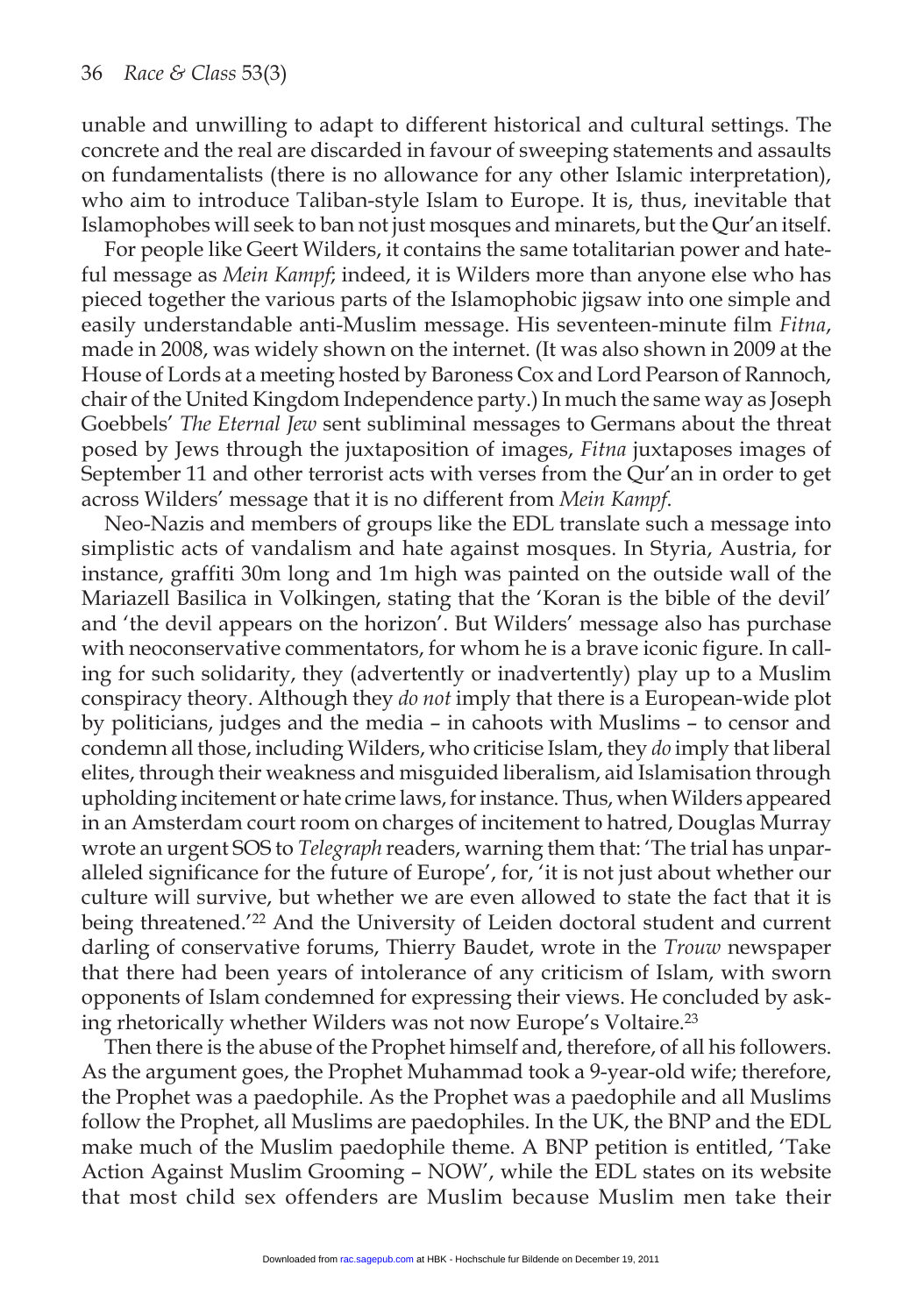unable and unwilling to adapt to different historical and cultural settings. The concrete and the real are discarded in favour of sweeping statements and assaults on fundamentalists (there is no allowance for any other Islamic interpretation), who aim to introduce Taliban-style Islam to Europe. It is, thus, inevitable that Islamophobes will seek to ban not just mosques and minarets, but the Qur'an itself.

For people like Geert Wilders, it contains the same totalitarian power and hateful message as *Mein Kampf*; indeed, it is Wilders more than anyone else who has pieced together the various parts of the Islamophobic jigsaw into one simple and easily understandable anti-Muslim message. His seventeen-minute film *Fitna*, made in 2008, was widely shown on the internet. (It was also shown in 2009 at the House of Lords at a meeting hosted by Baroness Cox and Lord Pearson of Rannoch, chair of the United Kingdom Independence party.) In much the same way as Joseph Goebbels' *The Eternal Jew* sent subliminal messages to Germans about the threat posed by Jews through the juxtaposition of images, *Fitna* juxtaposes images of September 11 and other terrorist acts with verses from the Qur'an in order to get across Wilders' message that it is no different from *Mein Kampf*.

Neo-Nazis and members of groups like the EDL translate such a message into simplistic acts of vandalism and hate against mosques. In Styria, Austria, for instance, graffiti 30m long and 1m high was painted on the outside wall of the Mariazell Basilica in Volkingen, stating that the 'Koran is the bible of the devil' and 'the devil appears on the horizon'. But Wilders' message also has purchase with neoconservative commentators, for whom he is a brave iconic figure. In calling for such solidarity, they (advertently or inadvertently) play up to a Muslim conspiracy theory. Although they *do not* imply that there is a European-wide plot by politicians, judges and the media – in cahoots with Muslims – to censor and condemn all those, including Wilders, who criticise Islam, they *do* imply that liberal elites, through their weakness and misguided liberalism, aid Islamisation through upholding incitement or hate crime laws, for instance. Thus, when Wilders appeared in an Amsterdam court room on charges of incitement to hatred, Douglas Murray wrote an urgent SOS to *Telegraph* readers, warning them that: 'The trial has unparalleled significance for the future of Europe', for, 'it is not just about whether our culture will survive, but whether we are even allowed to state the fact that it is being threatened.'[22] And the University of Leiden doctoral student and current darling of conservative forums, Thierry Baudet, wrote in the *Trouw* newspaper that there had been years of intolerance of any criticism of Islam, with sworn opponents of Islam condemned for expressing their views. He concluded by asking rhetorically whether Wilders was not now Europe's Voltaire.[23]

Then there is the abuse of the Prophet himself and, therefore, of all his followers. As the argument goes, the Prophet Muhammad took a 9-year-old wife; therefore, the Prophet was a paedophile. As the Prophet was a paedophile and all Muslims follow the Prophet, all Muslims are paedophiles. In the UK, the BNP and the EDL make much of the Muslim paedophile theme. A BNP petition is entitled, 'Take Action Against Muslim Grooming – NOW', while the EDL states on its website that most child sex offenders are Muslim because Muslim men take their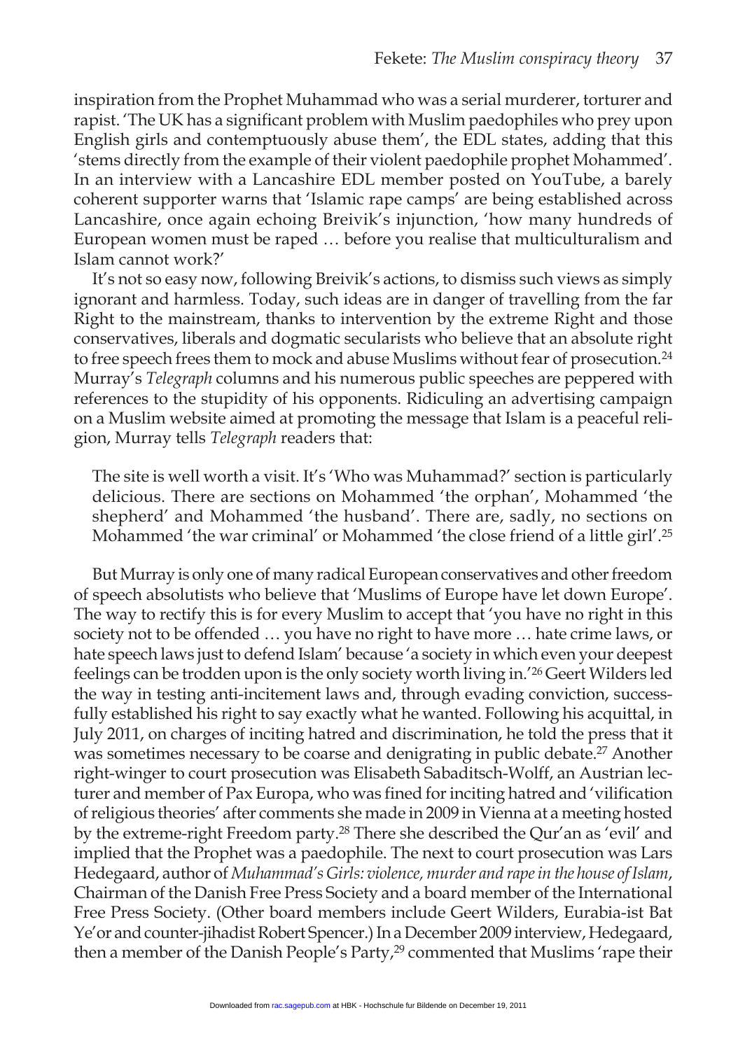inspiration from the Prophet Muhammad who was a serial murderer, torturer and rapist. 'The UK has a significant problem with Muslim paedophiles who prey upon English girls and contemptuously abuse them', the EDL states, adding that this 'stems directly from the example of their violent paedophile prophet Mohammed'. In an interview with a Lancashire EDL member posted on YouTube, a barely coherent supporter warns that 'Islamic rape camps' are being established across Lancashire, once again echoing Breivik's injunction, 'how many hundreds of European women must be raped … before you realise that multiculturalism and Islam cannot work?'

It's not so easy now, following Breivik's actions, to dismiss such views as simply ignorant and harmless. Today, such ideas are in danger of travelling from the far Right to the mainstream, thanks to intervention by the extreme Right and those conservatives, liberals and dogmatic secularists who believe that an absolute right to free speech frees them to mock and abuse Muslims without fear of prosecution.[24] Murray's *Telegraph* columns and his numerous public speeches are peppered with references to the stupidity of his opponents. Ridiculing an advertising campaign on a Muslim website aimed at promoting the message that Islam is a peaceful religion, Murray tells *Telegraph* readers that:

> The site is well worth a visit. It's 'Who was Muhammad?' section is particularly delicious. There are sections on Mohammed 'the orphan', Mohammed 'the shepherd' and Mohammed 'the husband'. There are, sadly, no sections on Mohammed 'the war criminal' or Mohammed 'the close friend of a little girl'.[25]

But Murray is only one of many radical European conservatives and other freedom of speech absolutists who believe that 'Muslims of Europe have let down Europe'. The way to rectify this is for every Muslim to accept that 'you have no right in this society not to be offended … you have no right to have more … hate crime laws, or hate speech laws just to defend Islam' because 'a society in which even your deepest feelings can be trodden upon is the only society worth living in.'[26] Geert Wilders led the way in testing anti-incitement laws and, through evading conviction, successfully established his right to say exactly what he wanted. Following his acquittal, in July 2011, on charges of inciting hatred and discrimination, he told the press that it was sometimes necessary to be coarse and denigrating in public debate.[27] Another right-winger to court prosecution was Elisabeth Sabaditsch-Wolff, an Austrian lecturer and member of Pax Europa, who was fined for inciting hatred and 'vilification of religious theories' after comments she made in 2009 in Vienna at a meeting hosted by the extreme-right Freedom party.[28] There she described the Qur'an as 'evil' and implied that the Prophet was a paedophile. The next to court prosecution was Lars Hedegaard, author of *Muhammad's Girls: violence, murder and rape in the house of Islam*, Chairman of the Danish Free Press Society and a board member of the International Free Press Society. (Other board members include Geert Wilders, Eurabia-ist Bat Ye'or and counter-jihadist Robert Spencer.) In a December 2009 interview, Hedegaard, then a member of the Danish People's Party,[29] commented that Muslims 'rape their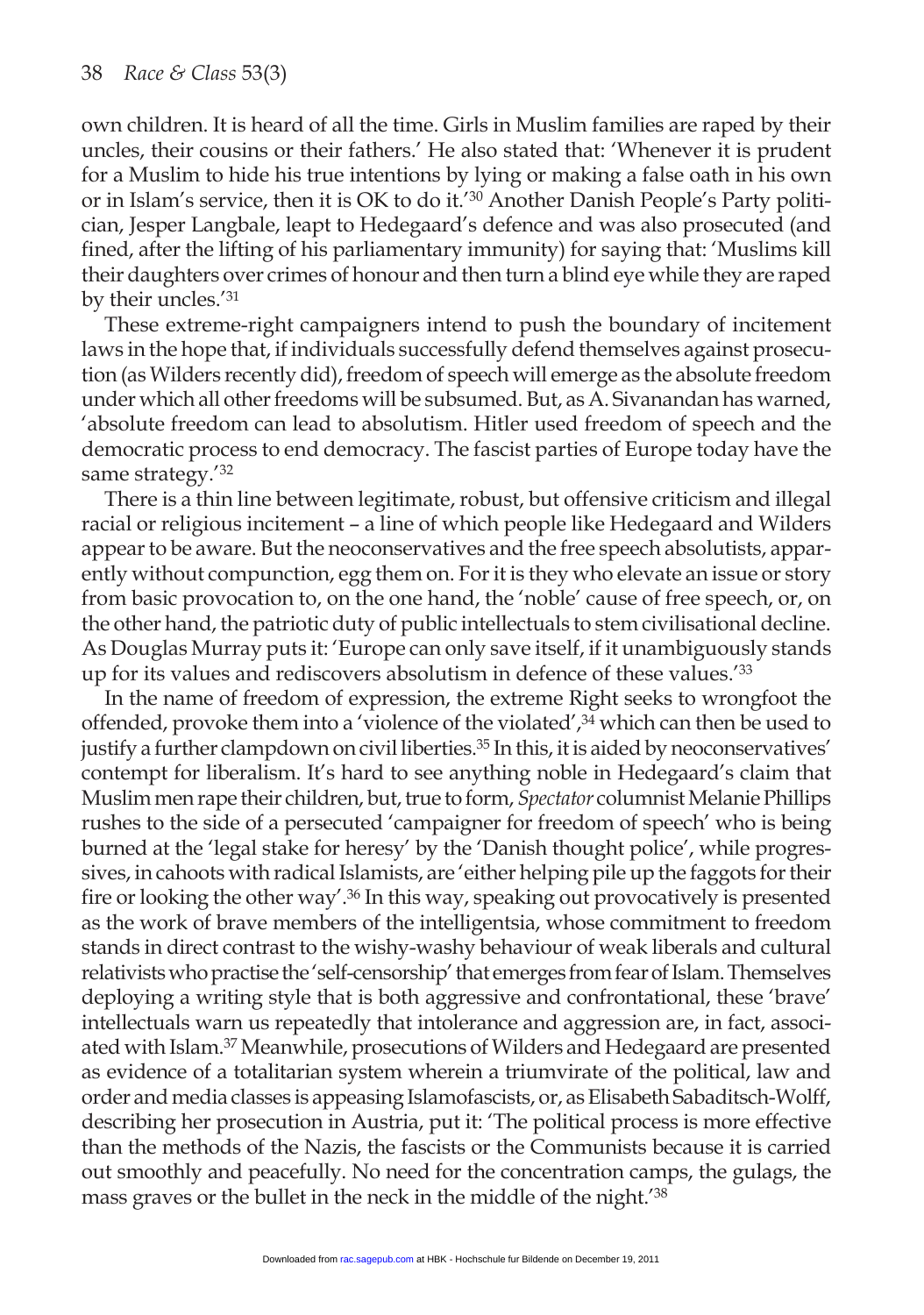own children. It is heard of all the time. Girls in Muslim families are raped by their uncles, their cousins or their fathers.' He also stated that: 'Whenever it is prudent for a Muslim to hide his true intentions by lying or making a false oath in his own or in Islam's service, then it is OK to do it.'[30] Another Danish People's Party politician, Jesper Langbale, leapt to Hedegaard's defence and was also prosecuted (and fined, after the lifting of his parliamentary immunity) for saying that: 'Muslims kill their daughters over crimes of honour and then turn a blind eye while they are raped by their uncles.'[31]

These extreme-right campaigners intend to push the boundary of incitement laws in the hope that, if individuals successfully defend themselves against prosecution (as Wilders recently did), freedom of speech will emerge as the absolute freedom under which all other freedoms will be subsumed. But, as A. Sivanandan has warned, 'absolute freedom can lead to absolutism. Hitler used freedom of speech and the democratic process to end democracy. The fascist parties of Europe today have the same strategy.'[32]

There is a thin line between legitimate, robust, but offensive criticism and illegal racial or religious incitement – a line of which people like Hedegaard and Wilders appear to be aware. But the neoconservatives and the free speech absolutists, apparently without compunction, egg them on. For it is they who elevate an issue or story from basic provocation to, on the one hand, the 'noble' cause of free speech, or, on the other hand, the patriotic duty of public intellectuals to stem civilisational decline. As Douglas Murray puts it: 'Europe can only save itself, if it unambiguously stands up for its values and rediscovers absolutism in defence of these values.'[33]

In the name of freedom of expression, the extreme Right seeks to wrongfoot the offended, provoke them into a 'violence of the violated',[34] which can then be used to justify a further clampdown on civil liberties.[35] In this, it is aided by neoconservatives' contempt for liberalism. It's hard to see anything noble in Hedegaard's claim that Muslim men rape their children, but, true to form, *Spectator* columnist Melanie Phillips rushes to the side of a persecuted 'campaigner for freedom of speech' who is being burned at the 'legal stake for heresy' by the 'Danish thought police', while progressives, in cahoots with radical Islamists, are 'either helping pile up the faggots for their fire or looking the other way'.[36] In this way, speaking out provocatively is presented as the work of brave members of the intelligentsia, whose commitment to freedom stands in direct contrast to the wishy-washy behaviour of weak liberals and cultural relativists who practise the 'self-censorship' that emerges from fear of Islam. Themselves deploying a writing style that is both aggressive and confrontational, these 'brave' intellectuals warn us repeatedly that intolerance and aggression are, in fact, associated with Islam.[37] Meanwhile, prosecutions of Wilders and Hedegaard are presented as evidence of a totalitarian system wherein a triumvirate of the political, law and order and media classes is appeasing Islamofascists, or, as Elisabeth Sabaditsch-Wolff, describing her prosecution in Austria, put it: 'The political process is more effective than the methods of the Nazis, the fascists or the Communists because it is carried out smoothly and peacefully. No need for the concentration camps, the gulags, the mass graves or the bullet in the neck in the middle of the night.'[38]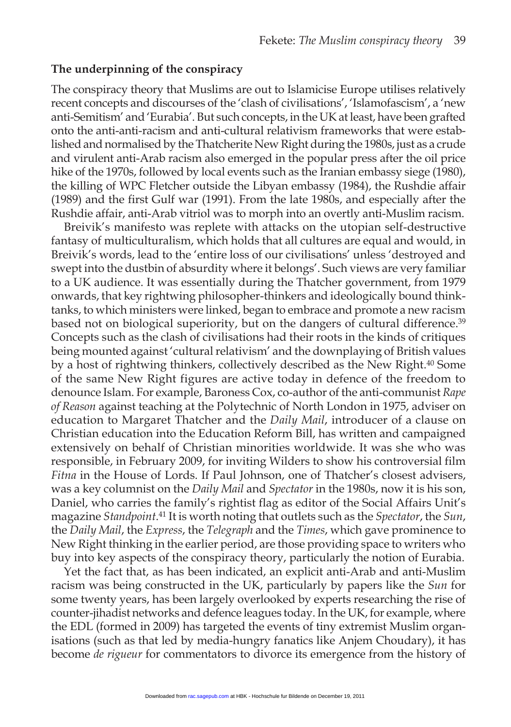## The underpinning of the conspiracy

The conspiracy theory that Muslims are out to Islamicise Europe utilises relatively recent concepts and discourses of the 'clash of civilisations', 'Islamofascism', a 'new anti-Semitism' and 'Eurabia'. But such concepts, in the UK at least, have been grafted onto the anti-anti-racism and anti-cultural relativism frameworks that were established and normalised by the Thatcherite New Right during the 1980s, just as a crude and virulent anti-Arab racism also emerged in the popular press after the oil price hike of the 1970s, followed by local events such as the Iranian embassy siege (1980), the killing of WPC Fletcher outside the Libyan embassy (1984), the Rushdie affair (1989) and the first Gulf war (1991). From the late 1980s, and especially after the Rushdie affair, anti-Arab vitriol was to morph into an overtly anti-Muslim racism.

Breivik's manifesto was replete with attacks on the utopian self-destructive fantasy of multiculturalism, which holds that all cultures are equal and would, in Breivik's words, lead to the 'entire loss of our civilisations' unless 'destroyed and swept into the dustbin of absurdity where it belongs'. Such views are very familiar to a UK audience. It was essentially during the Thatcher government, from 1979 onwards, that key rightwing philosopher-thinkers and ideologically bound think-tanks, to which ministers were linked, began to embrace and promote a new racism based not on biological superiority, but on the dangers of cultural difference.[39] Concepts such as the clash of civilisations had their roots in the kinds of critiques being mounted against 'cultural relativism' and the downplaying of British values by a host of rightwing thinkers, collectively described as the New Right.[40] Some of the same New Right figures are active today in defence of the freedom to denounce Islam. For example, Baroness Cox, co-author of the anti-communist *Rape of Reason* against teaching at the Polytechnic of North London in 1975, adviser on education to Margaret Thatcher and the *Daily Mail*, introducer of a clause on Christian education into the Education Reform Bill, has written and campaigned extensively on behalf of Christian minorities worldwide. It was she who was responsible, in February 2009, for inviting Wilders to show his controversial film *Fitna* in the House of Lords. If Paul Johnson, one of Thatcher's closest advisers, was a key columnist on the *Daily Mail* and *Spectator* in the 1980s, now it is his son, Daniel, who carries the family's rightist flag as editor of the Social Affairs Unit's magazine *Standpoint*.[41] It is worth noting that outlets such as the *Spectator*, the *Sun*, the *Daily Mail*, the *Express*, the *Telegraph* and the *Times*, which gave prominence to New Right thinking in the earlier period, are those providing space to writers who buy into key aspects of the conspiracy theory, particularly the notion of Eurabia.

Yet the fact that, as has been indicated, an explicit anti-Arab and anti-Muslim racism was being constructed in the UK, particularly by papers like the *Sun* for some twenty years, has been largely overlooked by experts researching the rise of counter-jihadist networks and defence leagues today. In the UK, for example, where the EDL (formed in 2009) has targeted the events of tiny extremist Muslim organisations (such as that led by media-hungry fanatics like Anjem Choudary), it has become *de rigueur* for commentators to divorce its emergence from the history of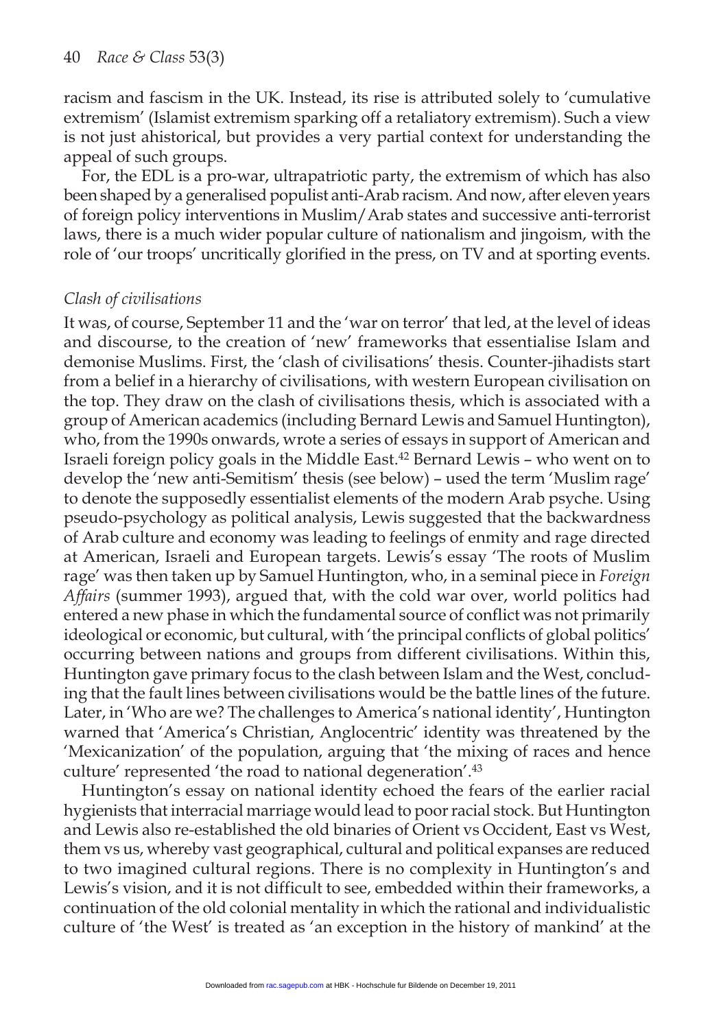racism and fascism in the UK. Instead, its rise is attributed solely to 'cumulative extremism' (Islamist extremism sparking off a retaliatory extremism). Such a view is not just ahistorical, but provides a very partial context for understanding the appeal of such groups.

For, the EDL is a pro-war, ultrapatriotic party, the extremism of which has also been shaped by a generalised populist anti-Arab racism. And now, after eleven years of foreign policy interventions in Muslim/Arab states and successive anti-terrorist laws, there is a much wider popular culture of nationalism and jingoism, with the role of 'our troops' uncritically glorified in the press, on TV and at sporting events.

### *Clash of civilisations*

It was, of course, September 11 and the 'war on terror' that led, at the level of ideas and discourse, to the creation of 'new' frameworks that essentialise Islam and demonise Muslims. First, the 'clash of civilisations' thesis. Counter-jihadists start from a belief in a hierarchy of civilisations, with western European civilisation on the top. They draw on the clash of civilisations thesis, which is associated with a group of American academics (including Bernard Lewis and Samuel Huntington), who, from the 1990s onwards, wrote a series of essays in support of American and Israeli foreign policy goals in the Middle East.[42] Bernard Lewis – who went on to develop the 'new anti-Semitism' thesis (see below) – used the term 'Muslim rage' to denote the supposedly essentialist elements of the modern Arab psyche. Using pseudo-psychology as political analysis, Lewis suggested that the backwardness of Arab culture and economy was leading to feelings of enmity and rage directed at American, Israeli and European targets. Lewis's essay 'The roots of Muslim rage' was then taken up by Samuel Huntington, who, in a seminal piece in *Foreign Affairs* (summer 1993), argued that, with the cold war over, world politics had entered a new phase in which the fundamental source of conflict was not primarily ideological or economic, but cultural, with 'the principal conflicts of global politics' occurring between nations and groups from different civilisations. Within this, Huntington gave primary focus to the clash between Islam and the West, concluding that the fault lines between civilisations would be the battle lines of the future. Later, in 'Who are we? The challenges to America's national identity', Huntington warned that 'America's Christian, Anglocentric' identity was threatened by the 'Mexicanization' of the population, arguing that 'the mixing of races and hence culture' represented 'the road to national degeneration'.[43]

Huntington's essay on national identity echoed the fears of the earlier racial hygienists that interracial marriage would lead to poor racial stock. But Huntington and Lewis also re-established the old binaries of Orient vs Occident, East vs West, them vs us, whereby vast geographical, cultural and political expanses are reduced to two imagined cultural regions. There is no complexity in Huntington's and Lewis's vision, and it is not difficult to see, embedded within their frameworks, a continuation of the old colonial mentality in which the rational and individualistic culture of 'the West' is treated as 'an exception in the history of mankind' at the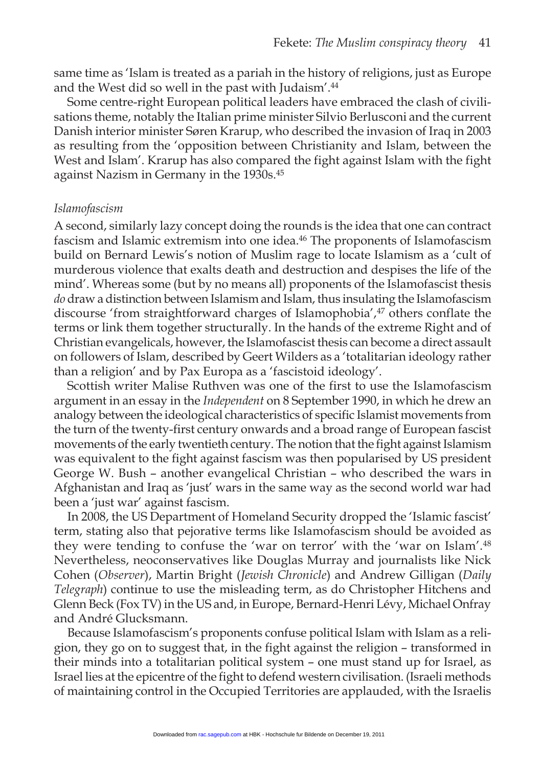same time as 'Islam is treated as a pariah in the history of religions, just as Europe and the West did so well in the past with Judaism'.[44]

Some centre-right European political leaders have embraced the clash of civilisations theme, notably the Italian prime minister Silvio Berlusconi and the current Danish interior minister Søren Krarup, who described the invasion of Iraq in 2003 as resulting from the 'opposition between Christianity and Islam, between the West and Islam'. Krarup has also compared the fight against Islam with the fight against Nazism in Germany in the 1930s.[45]

*Islamofascism*

A second, similarly lazy concept doing the rounds is the idea that one can contract fascism and Islamic extremism into one idea.[46] The proponents of Islamofascism build on Bernard Lewis's notion of Muslim rage to locate Islamism as a 'cult of murderous violence that exalts death and destruction and despises the life of the mind'. Whereas some (but by no means all) proponents of the Islamofascist thesis *do* draw a distinction between Islamism and Islam, thus insulating the Islamofascism discourse 'from straightforward charges of Islamophobia',[47] others conflate the terms or link them together structurally. In the hands of the extreme Right and of Christian evangelicals, however, the Islamofascist thesis can become a direct assault on followers of Islam, described by Geert Wilders as a 'totalitarian ideology rather than a religion' and by Pax Europa as a 'fascistoid ideology'.

Scottish writer Malise Ruthven was one of the first to use the Islamofascism argument in an essay in the *Independent* on 8 September 1990, in which he drew an analogy between the ideological characteristics of specific Islamist movements from the turn of the twenty-first century onwards and a broad range of European fascist movements of the early twentieth century. The notion that the fight against Islamism was equivalent to the fight against fascism was then popularised by US president George W. Bush – another evangelical Christian – who described the wars in Afghanistan and Iraq as 'just' wars in the same way as the second world war had been a 'just war' against fascism.

In 2008, the US Department of Homeland Security dropped the 'Islamic fascist' term, stating also that pejorative terms like Islamofascism should be avoided as they were tending to confuse the 'war on terror' with the 'war on Islam'.[48] Nevertheless, neoconservatives like Douglas Murray and journalists like Nick Cohen (*Observer*), Martin Bright (*Jewish Chronicle*) and Andrew Gilligan (*Daily Telegraph*) continue to use the misleading term, as do Christopher Hitchens and Glenn Beck (Fox TV) in the US and, in Europe, Bernard-Henri Lévy, Michael Onfray and André Glucksmann.

Because Islamofascism's proponents confuse political Islam with Islam as a religion, they go on to suggest that, in the fight against the religion – transformed in their minds into a totalitarian political system – one must stand up for Israel, as Israel lies at the epicentre of the fight to defend western civilisation. (Israeli methods of maintaining control in the Occupied Territories are applauded, with the Israelis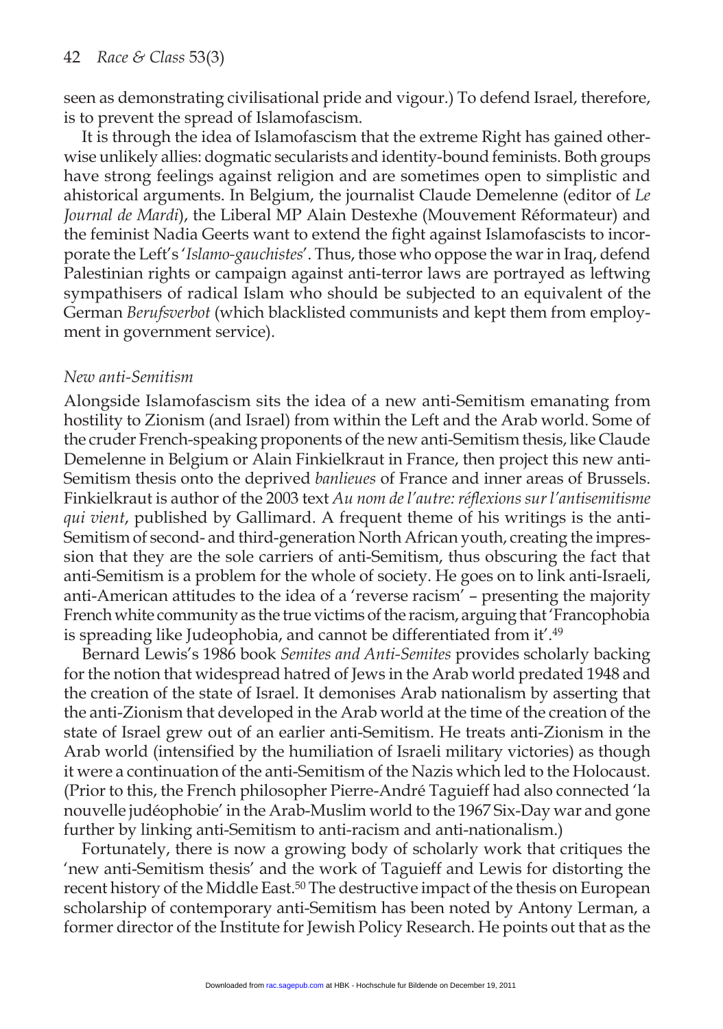seen as demonstrating civilisational pride and vigour.) To defend Israel, therefore, is to prevent the spread of Islamofascism.

It is through the idea of Islamofascism that the extreme Right has gained otherwise unlikely allies: dogmatic secularists and identity-bound feminists. Both groups have strong feelings against religion and are sometimes open to simplistic and ahistorical arguments. In Belgium, the journalist Claude Demelenne (editor of *Le Journal de Mardi*), the Liberal MP Alain Destexhe (Mouvement Réformateur) and the feminist Nadia Geerts want to extend the fight against Islamofascists to incorporate the Left's '*Islamo-gauchistes*'. Thus, those who oppose the war in Iraq, defend Palestinian rights or campaign against anti-terror laws are portrayed as leftwing sympathisers of radical Islam who should be subjected to an equivalent of the German *Berufsverbot* (which blacklisted communists and kept them from employment in government service).

### *New anti-Semitism*

Alongside Islamofascism sits the idea of a new anti-Semitism emanating from hostility to Zionism (and Israel) from within the Left and the Arab world. Some of the cruder French-speaking proponents of the new anti-Semitism thesis, like Claude Demelenne in Belgium or Alain Finkielkraut in France, then project this new anti-Semitism thesis onto the deprived *banlieues* of France and inner areas of Brussels. Finkielkraut is author of the 2003 text *Au nom de l'autre: réflexions sur l'antisemitisme qui vient*, published by Gallimard. A frequent theme of his writings is the anti-Semitism of second- and third-generation North African youth, creating the impression that they are the sole carriers of anti-Semitism, thus obscuring the fact that anti-Semitism is a problem for the whole of society. He goes on to link anti-Israeli, anti-American attitudes to the idea of a 'reverse racism' – presenting the majority French white community as the true victims of the racism, arguing that 'Francophobia is spreading like Judeophobia, and cannot be differentiated from it'.[49]

Bernard Lewis's 1986 book *Semites and Anti-Semites* provides scholarly backing for the notion that widespread hatred of Jews in the Arab world predated 1948 and the creation of the state of Israel. It demonises Arab nationalism by asserting that the anti-Zionism that developed in the Arab world at the time of the creation of the state of Israel grew out of an earlier anti-Semitism. He treats anti-Zionism in the Arab world (intensified by the humiliation of Israeli military victories) as though it were a continuation of the anti-Semitism of the Nazis which led to the Holocaust. (Prior to this, the French philosopher Pierre-André Taguieff had also connected 'la nouvelle judéophobie' in the Arab-Muslim world to the 1967 Six-Day war and gone further by linking anti-Semitism to anti-racism and anti-nationalism.)

Fortunately, there is now a growing body of scholarly work that critiques the 'new anti-Semitism thesis' and the work of Taguieff and Lewis for distorting the recent history of the Middle East.[50] The destructive impact of the thesis on European scholarship of contemporary anti-Semitism has been noted by Antony Lerman, a former director of the Institute for Jewish Policy Research. He points out that as the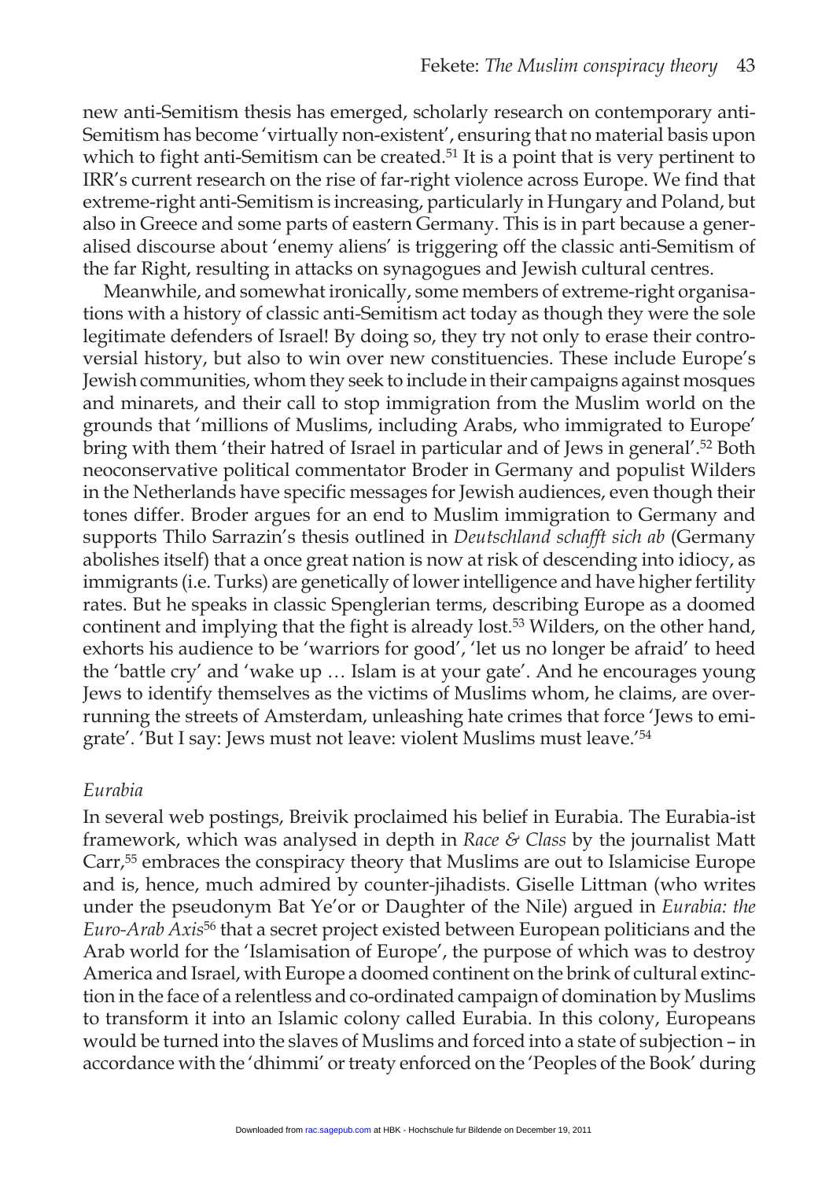new anti-Semitism thesis has emerged, scholarly research on contemporary anti-Semitism has become 'virtually non-existent', ensuring that no material basis upon which to fight anti-Semitism can be created.[51] It is a point that is very pertinent to IRR's current research on the rise of far-right violence across Europe. We find that extreme-right anti-Semitism is increasing, particularly in Hungary and Poland, but also in Greece and some parts of eastern Germany. This is in part because a generalised discourse about 'enemy aliens' is triggering off the classic anti-Semitism of the far Right, resulting in attacks on synagogues and Jewish cultural centres.

Meanwhile, and somewhat ironically, some members of extreme-right organisations with a history of classic anti-Semitism act today as though they were the sole legitimate defenders of Israel! By doing so, they try not only to erase their controversial history, but also to win over new constituencies. These include Europe's Jewish communities, whom they seek to include in their campaigns against mosques and minarets, and their call to stop immigration from the Muslim world on the grounds that 'millions of Muslims, including Arabs, who immigrated to Europe' bring with them 'their hatred of Israel in particular and of Jews in general'.[52] Both neoconservative political commentator Broder in Germany and populist Wilders in the Netherlands have specific messages for Jewish audiences, even though their tones differ. Broder argues for an end to Muslim immigration to Germany and supports Thilo Sarrazin's thesis outlined in *Deutschland schafft sich ab* (Germany abolishes itself) that a once great nation is now at risk of descending into idiocy, as immigrants (i.e. Turks) are genetically of lower intelligence and have higher fertility rates. But he speaks in classic Spenglerian terms, describing Europe as a doomed continent and implying that the fight is already lost.[53] Wilders, on the other hand, exhorts his audience to be 'warriors for good', 'let us no longer be afraid' to heed the 'battle cry' and 'wake up … Islam is at your gate'. And he encourages young Jews to identify themselves as the victims of Muslims whom, he claims, are overrunning the streets of Amsterdam, unleashing hate crimes that force 'Jews to emigrate'. 'But I say: Jews must not leave: violent Muslims must leave.'[54]

### *Eurabia*

In several web postings, Breivik proclaimed his belief in Eurabia. The Eurabia-ist framework, which was analysed in depth in *Race & Class* by the journalist Matt Carr,[55] embraces the conspiracy theory that Muslims are out to Islamicise Europe and is, hence, much admired by counter-jihadists. Giselle Littman (who writes under the pseudonym Bat Ye'or or Daughter of the Nile) argued in *Eurabia: the Euro-Arab Axis*[56] that a secret project existed between European politicians and the Arab world for the 'Islamisation of Europe', the purpose of which was to destroy America and Israel, with Europe a doomed continent on the brink of cultural extinction in the face of a relentless and co-ordinated campaign of domination by Muslims to transform it into an Islamic colony called Eurabia. In this colony, Europeans would be turned into the slaves of Muslims and forced into a state of subjection – in accordance with the 'dhimmi' or treaty enforced on the 'Peoples of the Book' during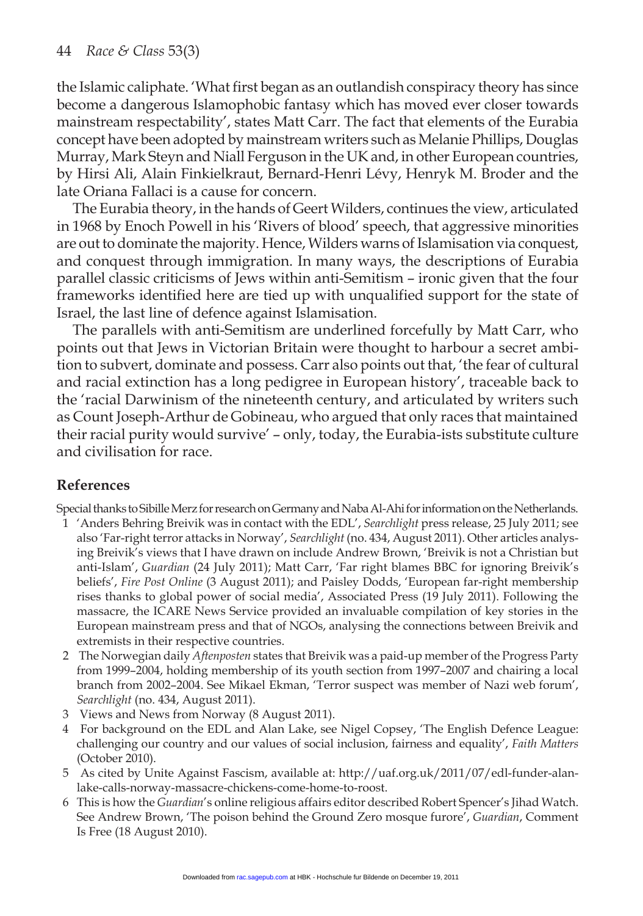the Islamic caliphate. 'What first began as an outlandish conspiracy theory has since become a dangerous Islamophobic fantasy which has moved ever closer towards mainstream respectability', states Matt Carr. The fact that elements of the Eurabia concept have been adopted by mainstream writers such as Melanie Phillips, Douglas Murray, Mark Steyn and Niall Ferguson in the UK and, in other European countries, by Hirsi Ali, Alain Finkielkraut, Bernard-Henri Lévy, Henryk M. Broder and the late Oriana Fallaci is a cause for concern.

The Eurabia theory, in the hands of Geert Wilders, continues the view, articulated in 1968 by Enoch Powell in his 'Rivers of blood' speech, that aggressive minorities are out to dominate the majority. Hence, Wilders warns of Islamisation via conquest, and conquest through immigration. In many ways, the descriptions of Eurabia parallel classic criticisms of Jews within anti-Semitism – ironic given that the four frameworks identified here are tied up with unqualified support for the state of Israel, the last line of defence against Islamisation.

The parallels with anti-Semitism are underlined forcefully by Matt Carr, who points out that Jews in Victorian Britain were thought to harbour a secret ambition to subvert, dominate and possess. Carr also points out that, 'the fear of cultural and racial extinction has a long pedigree in European history', traceable back to the 'racial Darwinism of the nineteenth century, and articulated by writers such as Count Joseph-Arthur de Gobineau, who argued that only races that maintained their racial purity would survive' – only, today, the Eurabia-ists substitute culture and civilisation for race.

## References

Special thanks to Sibille Merz for research on Germany and Naba Al-Ahi for information on the Netherlands.

1. 'Anders Behring Breivik was in contact with the EDL', *Searchlight* press release, 25 July 2011; see also 'Far-right terror attacks in Norway', *Searchlight* (no. 434, August 2011). Other articles analysing Breivik's views that I have drawn on include Andrew Brown, 'Breivik is not a Christian but anti-Islam', *Guardian* (24 July 2011); Matt Carr, 'Far right blames BBC for ignoring Breivik's beliefs', *Fire Post Online* (3 August 2011); and Paisley Dodds, 'European far-right membership rises thanks to global power of social media', Associated Press (19 July 2011). Following the massacre, the ICARE News Service provided an invaluable compilation of key stories in the European mainstream press and that of NGOs, analysing the connections between Breivik and extremists in their respective countries.
2. The Norwegian daily *Aftenposten* states that Breivik was a paid-up member of the Progress Party from 1999–2004, holding membership of its youth section from 1997–2007 and chairing a local branch from 2002–2004. See Mikael Ekman, 'Terror suspect was member of Nazi web forum', *Searchlight* (no. 434, August 2011).
3. Views and News from Norway (8 August 2011).
4. For background on the EDL and Alan Lake, see Nigel Copsey, 'The English Defence League: challenging our country and our values of social inclusion, fairness and equality', *Faith Matters* (October 2010).
5. As cited by Unite Against Fascism, available at: http://uaf.org.uk/2011/07/edl-funder-alan-lake-calls-norway-massacre-chickens-come-home-to-roost.
6. This is how the *Guardian*'s online religious affairs editor described Robert Spencer's Jihad Watch. See Andrew Brown, 'The poison behind the Ground Zero mosque furore', *Guardian*, Comment Is Free (18 August 2010).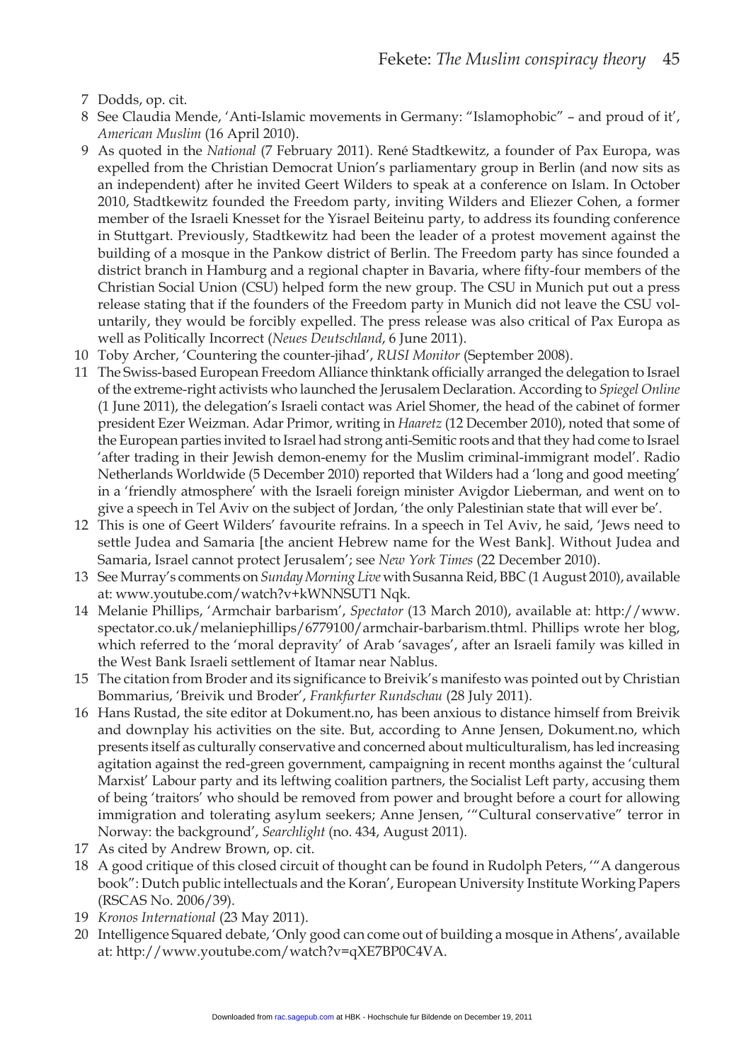7 Dodds, op. cit.

8 See Claudia Mende, 'Anti-Islamic movements in Germany: "Islamophobic" – and proud of it', *American Muslim* (16 April 2010).

9 As quoted in the *National* (7 February 2011). René Stadtkewitz, a founder of Pax Europa, was expelled from the Christian Democrat Union's parliamentary group in Berlin (and now sits as an independent) after he invited Geert Wilders to speak at a conference on Islam. In October 2010, Stadtkewitz founded the Freedom party, inviting Wilders and Eliezer Cohen, a former member of the Israeli Knesset for the Yisrael Beiteinu party, to address its founding conference in Stuttgart. Previously, Stadtkewitz had been the leader of a protest movement against the building of a mosque in the Pankow district of Berlin. The Freedom party has since founded a district branch in Hamburg and a regional chapter in Bavaria, where fifty-four members of the Christian Social Union (CSU) helped form the new group. The CSU in Munich put out a press release stating that if the founders of the Freedom party in Munich did not leave the CSU voluntarily, they would be forcibly expelled. The press release was also critical of Pax Europa as well as Politically Incorrect (*Neues Deutschland*, 6 June 2011).

10 Toby Archer, 'Countering the counter-jihad', *RUSI Monitor* (September 2008).

11 The Swiss-based European Freedom Alliance thinktank officially arranged the delegation to Israel of the extreme-right activists who launched the Jerusalem Declaration. According to *Spiegel Online* (1 June 2011), the delegation's Israeli contact was Ariel Shomer, the head of the cabinet of former president Ezer Weizman. Adar Primor, writing in *Haaretz* (12 December 2010), noted that some of the European parties invited to Israel had strong anti-Semitic roots and that they had come to Israel 'after trading in their Jewish demon-enemy for the Muslim criminal-immigrant model'. Radio Netherlands Worldwide (5 December 2010) reported that Wilders had a 'long and good meeting' in a 'friendly atmosphere' with the Israeli foreign minister Avigdor Lieberman, and went on to give a speech in Tel Aviv on the subject of Jordan, 'the only Palestinian state that will ever be'.

12 This is one of Geert Wilders' favourite refrains. In a speech in Tel Aviv, he said, 'Jews need to settle Judea and Samaria [the ancient Hebrew name for the West Bank]. Without Judea and Samaria, Israel cannot protect Jerusalem'; see *New York Times* (22 December 2010).

13 See Murray's comments on *Sunday Morning Live* with Susanna Reid, BBC (1 August 2010), available at: www.youtube.com/watch?v+kWNNSUT1 Nqk.

14 Melanie Phillips, 'Armchair barbarism', *Spectator* (13 March 2010), available at: http://www.spectator.co.uk/melaniephillips/6779100/armchair-barbarism.thtml. Phillips wrote her blog, which referred to the 'moral depravity' of Arab 'savages', after an Israeli family was killed in the West Bank Israeli settlement of Itamar near Nablus.

15 The citation from Broder and its significance to Breivik's manifesto was pointed out by Christian Bommarius, 'Breivik und Broder', *Frankfurter Rundschau* (28 July 2011).

16 Hans Rustad, the site editor at Dokument.no, has been anxious to distance himself from Breivik and downplay his activities on the site. But, according to Anne Jensen, Dokument.no, which presents itself as culturally conservative and concerned about multiculturalism, has led increasing agitation against the red-green government, campaigning in recent months against the 'cultural Marxist' Labour party and its leftwing coalition partners, the Socialist Left party, accusing them of being 'traitors' who should be removed from power and brought before a court for allowing immigration and tolerating asylum seekers; Anne Jensen, '"Cultural conservative" terror in Norway: the background', *Searchlight* (no. 434, August 2011).

17 As cited by Andrew Brown, op. cit.

18 A good critique of this closed circuit of thought can be found in Rudolph Peters, '"A dangerous book": Dutch public intellectuals and the Koran', European University Institute Working Papers (RSCAS No. 2006/39).

19 *Kronos International* (23 May 2011).

20 Intelligence Squared debate, 'Only good can come out of building a mosque in Athens', available at: http://www.youtube.com/watch?v=qXE7BP0C4VA.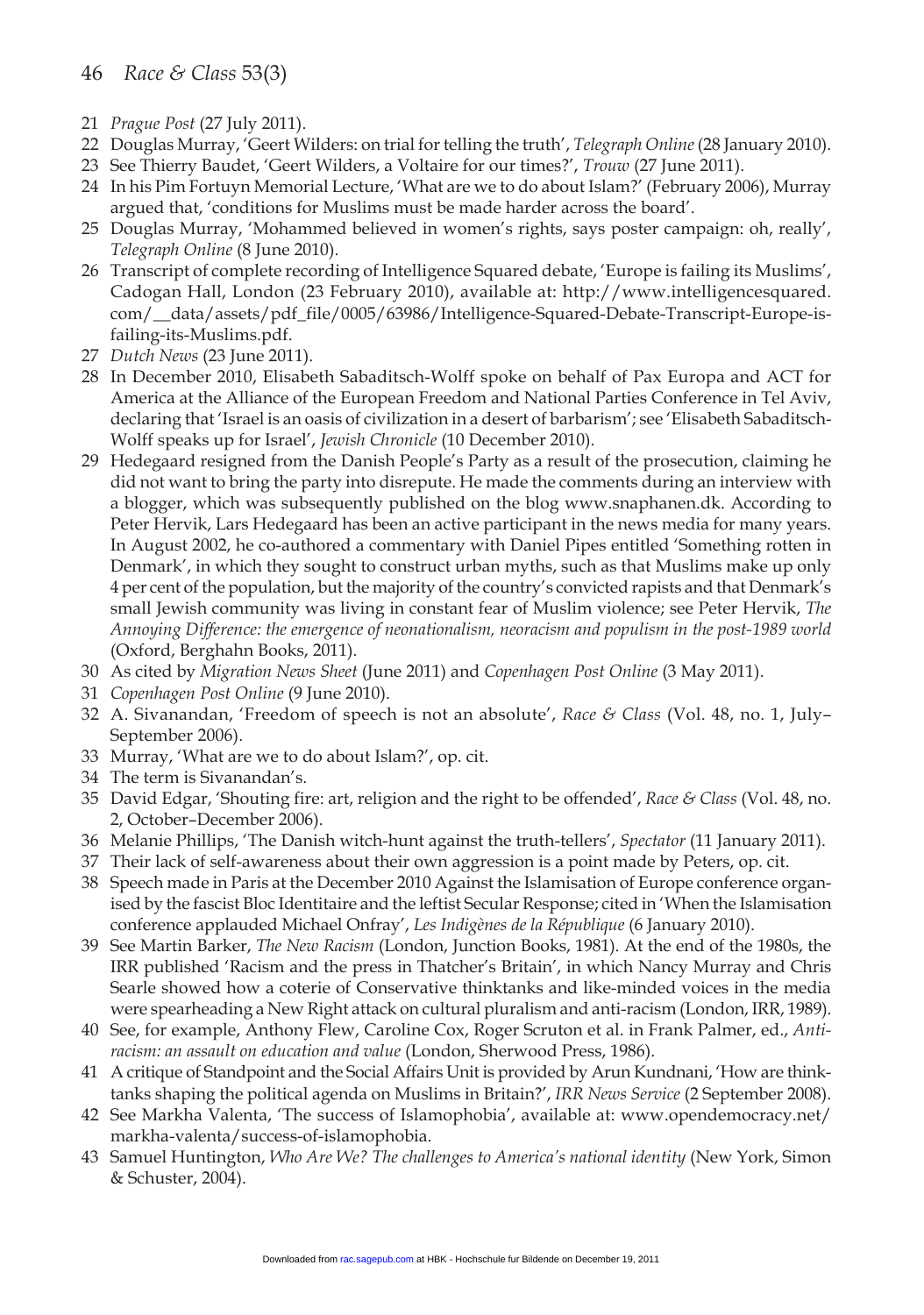21 *Prague Post* (27 July 2011).

22 Douglas Murray, 'Geert Wilders: on trial for telling the truth', *Telegraph Online* (28 January 2010).

23 See Thierry Baudet, 'Geert Wilders, a Voltaire for our times?', *Trouw* (27 June 2011).

24 In his Pim Fortuyn Memorial Lecture, 'What are we to do about Islam?' (February 2006), Murray argued that, 'conditions for Muslims must be made harder across the board'.

25 Douglas Murray, 'Mohammed believed in women's rights, says poster campaign: oh, really', *Telegraph Online* (8 June 2010).

26 Transcript of complete recording of Intelligence Squared debate, 'Europe is failing its Muslims', Cadogan Hall, London (23 February 2010), available at: http://www.intelligencesquared.com/__data/assets/pdf_file/0005/63986/Intelligence-Squared-Debate-Transcript-Europe-is-failing-its-Muslims.pdf.

27 *Dutch News* (23 June 2011).

28 In December 2010, Elisabeth Sabaditsch-Wolff spoke on behalf of Pax Europa and ACT for America at the Alliance of the European Freedom and National Parties Conference in Tel Aviv, declaring that 'Israel is an oasis of civilization in a desert of barbarism'; see 'Elisabeth Sabaditsch-Wolff speaks up for Israel', *Jewish Chronicle* (10 December 2010).

29 Hedegaard resigned from the Danish People's Party as a result of the prosecution, claiming he did not want to bring the party into disrepute. He made the comments during an interview with a blogger, which was subsequently published on the blog www.snaphanen.dk. According to Peter Hervik, Lars Hedegaard has been an active participant in the news media for many years. In August 2002, he co-authored a commentary with Daniel Pipes entitled 'Something rotten in Denmark', in which they sought to construct urban myths, such as that Muslims make up only 4 per cent of the population, but the majority of the country's convicted rapists and that Denmark's small Jewish community was living in constant fear of Muslim violence; see Peter Hervik, *The Annoying Difference: the emergence of neonationalism, neoracism and populism in the post-1989 world* (Oxford, Berghahn Books, 2011).

30 As cited by *Migration News Sheet* (June 2011) and *Copenhagen Post Online* (3 May 2011).

31 *Copenhagen Post Online* (9 June 2010).

32 A. Sivanandan, 'Freedom of speech is not an absolute', *Race & Class* (Vol. 48, no. 1, July–September 2006).

33 Murray, 'What are we to do about Islam?', op. cit.

34 The term is Sivanandan's.

35 David Edgar, 'Shouting fire: art, religion and the right to be offended', *Race & Class* (Vol. 48, no. 2, October–December 2006).

36 Melanie Phillips, 'The Danish witch-hunt against the truth-tellers', *Spectator* (11 January 2011).

37 Their lack of self-awareness about their own aggression is a point made by Peters, op. cit.

38 Speech made in Paris at the December 2010 Against the Islamisation of Europe conference organised by the fascist Bloc Identitaire and the leftist Secular Response; cited in 'When the Islamisation conference applauded Michael Onfray', *Les Indigènes de la République* (6 January 2010).

39 See Martin Barker, *The New Racism* (London, Junction Books, 1981). At the end of the 1980s, the IRR published 'Racism and the press in Thatcher's Britain', in which Nancy Murray and Chris Searle showed how a coterie of Conservative thinktanks and like-minded voices in the media were spearheading a New Right attack on cultural pluralism and anti-racism (London, IRR, 1989).

40 See, for example, Anthony Flew, Caroline Cox, Roger Scruton et al. in Frank Palmer, ed., *Anti-racism: an assault on education and value* (London, Sherwood Press, 1986).

41 A critique of Standpoint and the Social Affairs Unit is provided by Arun Kundnani, 'How are think-tanks shaping the political agenda on Muslims in Britain?', *IRR News Service* (2 September 2008).

42 See Markha Valenta, 'The success of Islamophobia', available at: www.opendemocracy.net/markha-valenta/success-of-islamophobia.

43 Samuel Huntington, *Who Are We? The challenges to America's national identity* (New York, Simon & Schuster, 2004).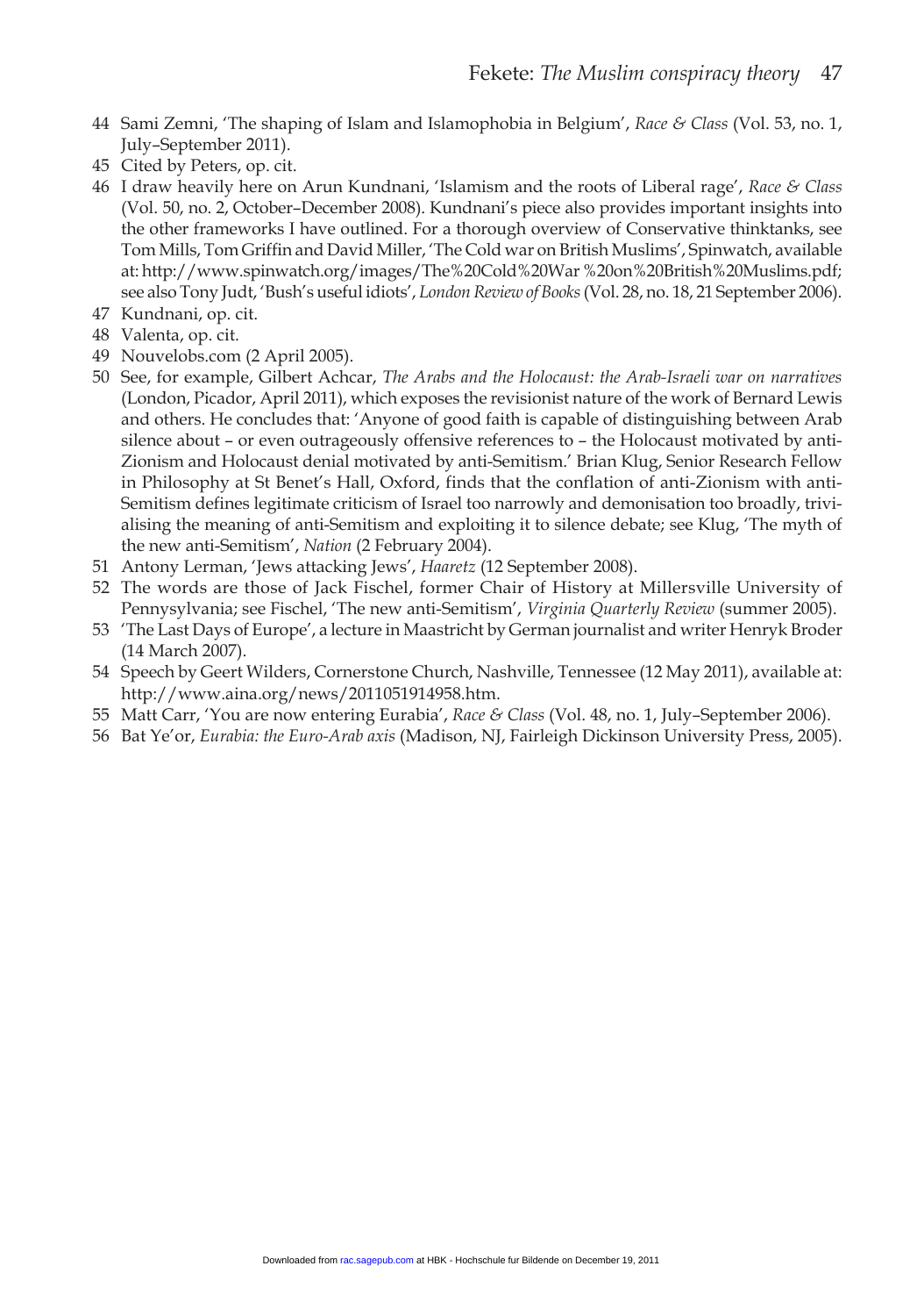44 Sami Zemni, 'The shaping of Islam and Islamophobia in Belgium', *Race & Class* (Vol. 53, no. 1, July–September 2011).

45 Cited by Peters, op. cit.

46 I draw heavily here on Arun Kundnani, 'Islamism and the roots of Liberal rage', *Race & Class* (Vol. 50, no. 2, October–December 2008). Kundnani's piece also provides important insights into the other frameworks I have outlined. For a thorough overview of Conservative thinktanks, see Tom Mills, Tom Griffin and David Miller, 'The Cold war on British Muslims', Spinwatch, available at: http://www.spinwatch.org/images/The%20Cold%20War %20on%20British%20Muslims.pdf; see also Tony Judt, 'Bush's useful idiots', *London Review of Books* (Vol. 28, no. 18, 21 September 2006).

47 Kundnani, op. cit.

48 Valenta, op. cit.

49 Nouvelobs.com (2 April 2005).

50 See, for example, Gilbert Achcar, *The Arabs and the Holocaust: the Arab-Israeli war on narratives* (London, Picador, April 2011), which exposes the revisionist nature of the work of Bernard Lewis and others. He concludes that: 'Anyone of good faith is capable of distinguishing between Arab silence about – or even outrageously offensive references to – the Holocaust motivated by anti-Zionism and Holocaust denial motivated by anti-Semitism.' Brian Klug, Senior Research Fellow in Philosophy at St Benet's Hall, Oxford, finds that the conflation of anti-Zionism with anti-Semitism defines legitimate criticism of Israel too narrowly and demonisation too broadly, trivialising the meaning of anti-Semitism and exploiting it to silence debate; see Klug, 'The myth of the new anti-Semitism', *Nation* (2 February 2004).

51 Antony Lerman, 'Jews attacking Jews', *Haaretz* (12 September 2008).

52 The words are those of Jack Fischel, former Chair of History at Millersville University of Pennsylvania; see Fischel, 'The new anti-Semitism', *Virginia Quarterly Review* (summer 2005).

53 'The Last Days of Europe', a lecture in Maastricht by German journalist and writer Henryk Broder (14 March 2007).

54 Speech by Geert Wilders, Cornerstone Church, Nashville, Tennessee (12 May 2011), available at: http://www.aina.org/news/2011051914958.htm.

55 Matt Carr, 'You are now entering Eurabia', *Race & Class* (Vol. 48, no. 1, July–September 2006).

56 Bat Ye'or, *Eurabia: the Euro-Arab axis* (Madison, NJ, Fairleigh Dickinson University Press, 2005).